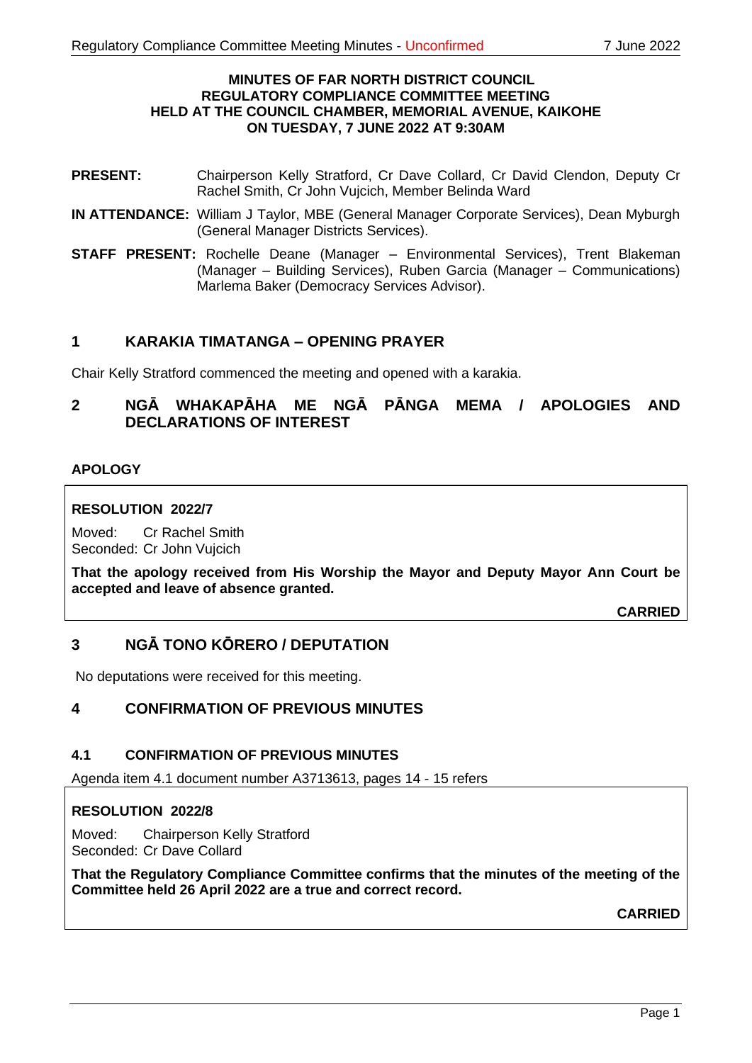**MINUTES OF FAR NORTH DISTRICT COUNCIL**
**REGULATORY COMPLIANCE COMMITTEE MEETING**
**HELD AT THE COUNCIL CHAMBER, MEMORIAL AVENUE, KAIKOHE**
**ON TUESDAY, 7 JUNE 2022 AT 9:30AM**

**PRESENT:** Chairperson Kelly Stratford, Cr Dave Collard, Cr David Clendon, Deputy Cr Rachel Smith, Cr John Vujcich, Member Belinda Ward

**IN ATTENDANCE:** William J Taylor, MBE (General Manager Corporate Services), Dean Myburgh (General Manager Districts Services).

**STAFF PRESENT:** Rochelle Deane (Manager – Environmental Services), Trent Blakeman (Manager – Building Services), Ruben Garcia (Manager – Communications) Marlema Baker (Democracy Services Advisor).

## 1 KARAKIA TIMATANGA – OPENING PRAYER

Chair Kelly Stratford commenced the meeting and opened with a karakia.

## 2 NGĀ WHAKAPĀHA ME NGĀ PĀNGA MEMA / APOLOGIES AND DECLARATIONS OF INTEREST

### APOLOGY

**RESOLUTION 2022/7**

Moved: Cr Rachel Smith
Seconded: Cr John Vujcich

**That the apology received from His Worship the Mayor and Deputy Mayor Ann Court be accepted and leave of absence granted.**

**CARRIED**

## 3 NGĀ TONO KŌRERO / DEPUTATION

No deputations were received for this meeting.

## 4 CONFIRMATION OF PREVIOUS MINUTES

### 4.1 CONFIRMATION OF PREVIOUS MINUTES

Agenda item 4.1 document number A3713613, pages 14 - 15 refers

**RESOLUTION 2022/8**

Moved: Chairperson Kelly Stratford
Seconded: Cr Dave Collard

**That the Regulatory Compliance Committee confirms that the minutes of the meeting of the Committee held 26 April 2022 are a true and correct record.**

**CARRIED**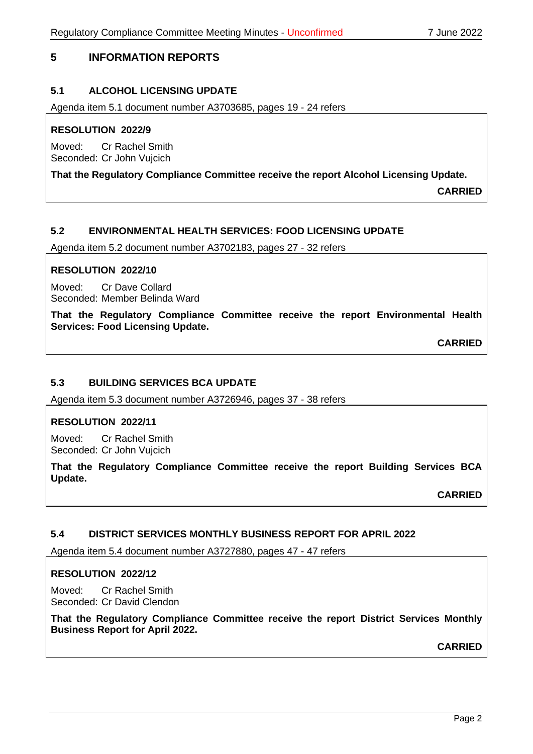## 5 INFORMATION REPORTS

### 5.1 ALCOHOL LICENSING UPDATE

Agenda item 5.1 document number A3703685, pages 19 - 24 refers

**RESOLUTION 2022/9**

Moved: Cr Rachel Smith
Seconded: Cr John Vujcich

**That the Regulatory Compliance Committee receive the report Alcohol Licensing Update.**

**CARRIED**

### 5.2 ENVIRONMENTAL HEALTH SERVICES: FOOD LICENSING UPDATE

Agenda item 5.2 document number A3702183, pages 27 - 32 refers

**RESOLUTION 2022/10**

Moved: Cr Dave Collard
Seconded: Member Belinda Ward

**That the Regulatory Compliance Committee receive the report Environmental Health Services: Food Licensing Update.**

**CARRIED**

### 5.3 BUILDING SERVICES BCA UPDATE

Agenda item 5.3 document number A3726946, pages 37 - 38 refers

**RESOLUTION 2022/11**

Moved: Cr Rachel Smith
Seconded: Cr John Vujcich

**That the Regulatory Compliance Committee receive the report Building Services BCA Update.**

**CARRIED**

### 5.4 DISTRICT SERVICES MONTHLY BUSINESS REPORT FOR APRIL 2022

Agenda item 5.4 document number A3727880, pages 47 - 47 refers

**RESOLUTION 2022/12**

Moved: Cr Rachel Smith
Seconded: Cr David Clendon

**That the Regulatory Compliance Committee receive the report District Services Monthly Business Report for April 2022.**

**CARRIED**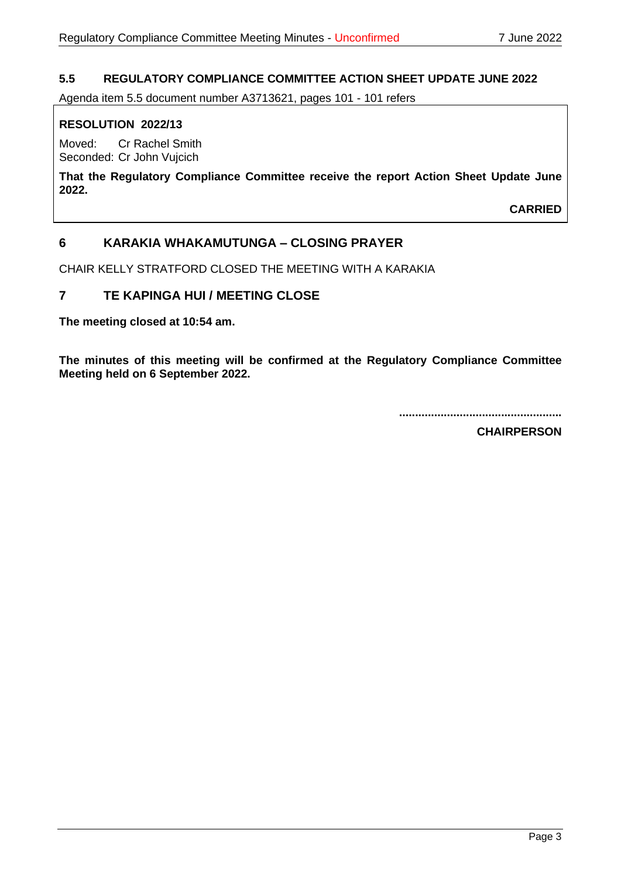## 5.5 REGULATORY COMPLIANCE COMMITTEE ACTION SHEET UPDATE JUNE 2022

Agenda item 5.5 document number A3713621, pages 101 - 101 refers

**RESOLUTION 2022/13**

Moved: Cr Rachel Smith
Seconded: Cr John Vujcich

**That the Regulatory Compliance Committee receive the report Action Sheet Update June 2022.**

**CARRIED**

## 6 KARAKIA WHAKAMUTUNGA – CLOSING PRAYER

CHAIR KELLY STRATFORD CLOSED THE MEETING WITH A KARAKIA

## 7 TE KAPINGA HUI / MEETING CLOSE

**The meeting closed at 10:54 am.**

**The minutes of this meeting will be confirmed at the Regulatory Compliance Committee Meeting held on 6 September 2022.**

...................................................

**CHAIRPERSON**